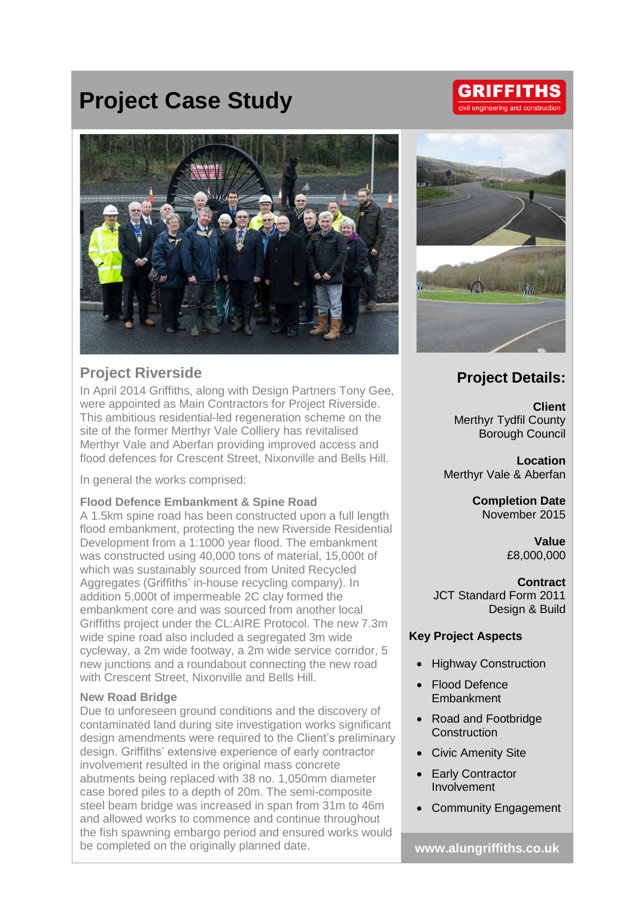# Project Case Study

GRIFFITHS
civil engineering and construction

## Project Riverside

In April 2014 Griffiths, along with Design Partners Tony Gee, were appointed as Main Contractors for Project Riverside. This ambitious residential-led regeneration scheme on the site of the former Merthyr Vale Colliery has revitalised Merthyr Vale and Aberfan providing improved access and flood defences for Crescent Street, Nixonville and Bells Hill.

In general the works comprised:

### Flood Defence Embankment & Spine Road

A 1.5km spine road has been constructed upon a full length flood embankment, protecting the new Riverside Residential Development from a 1:1000 year flood. The embankment was constructed using 40,000 tons of material, 15,000t of which was sustainably sourced from United Recycled Aggregates (Griffiths' in-house recycling company). In addition 5,000t of impermeable 2C clay formed the embankment core and was sourced from another local Griffiths project under the CL:AIRE Protocol. The new 7.3m wide spine road also included a segregated 3m wide cycleway, a 2m wide footway, a 2m wide service corridor, 5 new junctions and a roundabout connecting the new road with Crescent Street, Nixonville and Bells Hill.

### New Road Bridge

Due to unforeseen ground conditions and the discovery of contaminated land during site investigation works significant design amendments were required to the Client's preliminary design. Griffiths' extensive experience of early contractor involvement resulted in the original mass concrete abutments being replaced with 38 no. 1,050mm diameter case bored piles to a depth of 20m. The semi-composite steel beam bridge was increased in span from 31m to 46m and allowed works to commence and continue throughout the fish spawning embargo period and ensured works would be completed on the originally planned date.

## Project Details:

**Client**
Merthyr Tydfil County Borough Council

**Location**
Merthyr Vale & Aberfan

**Completion Date**
November 2015

**Value**
£8,000,000

**Contract**
JCT Standard Form 2011 Design & Build

### Key Project Aspects

- Highway Construction
- Flood Defence Embankment
- Road and Footbridge Construction
- Civic Amenity Site
- Early Contractor Involvement
- Community Engagement

www.alungriffiths.co.uk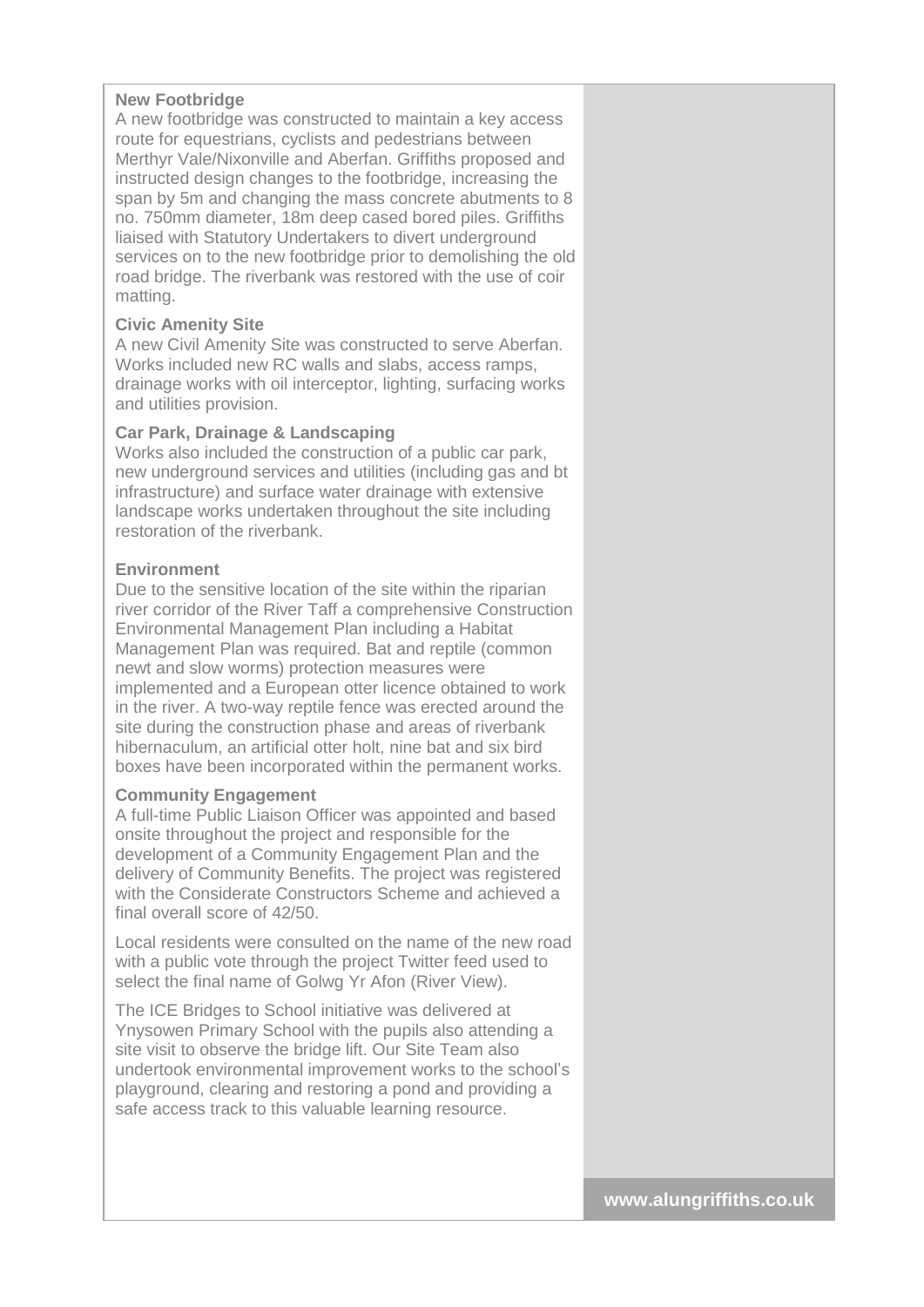**New Footbridge**

A new footbridge was constructed to maintain a key access route for equestrians, cyclists and pedestrians between Merthyr Vale/Nixonville and Aberfan. Griffiths proposed and instructed design changes to the footbridge, increasing the span by 5m and changing the mass concrete abutments to 8 no. 750mm diameter, 18m deep cased bored piles. Griffiths liaised with Statutory Undertakers to divert underground services on to the new footbridge prior to demolishing the old road bridge. The riverbank was restored with the use of coir matting.

**Civic Amenity Site**

A new Civil Amenity Site was constructed to serve Aberfan. Works included new RC walls and slabs, access ramps, drainage works with oil interceptor, lighting, surfacing works and utilities provision.

**Car Park, Drainage & Landscaping**

Works also included the construction of a public car park, new underground services and utilities (including gas and bt infrastructure) and surface water drainage with extensive landscape works undertaken throughout the site including restoration of the riverbank.

**Environment**

Due to the sensitive location of the site within the riparian river corridor of the River Taff a comprehensive Construction Environmental Management Plan including a Habitat Management Plan was required. Bat and reptile (common newt and slow worms) protection measures were implemented and a European otter licence obtained to work in the river. A two-way reptile fence was erected around the site during the construction phase and areas of riverbank hibernaculum, an artificial otter holt, nine bat and six bird boxes have been incorporated within the permanent works.

**Community Engagement**

A full-time Public Liaison Officer was appointed and based onsite throughout the project and responsible for the development of a Community Engagement Plan and the delivery of Community Benefits. The project was registered with the Considerate Constructors Scheme and achieved a final overall score of 42/50.

Local residents were consulted on the name of the new road with a public vote through the project Twitter feed used to select the final name of Golwg Yr Afon (River View).

The ICE Bridges to School initiative was delivered at Ynysowen Primary School with the pupils also attending a site visit to observe the bridge lift. Our Site Team also undertook environmental improvement works to the school's playground, clearing and restoring a pond and providing a safe access track to this valuable learning resource.

**www.alungriffiths.co.uk**